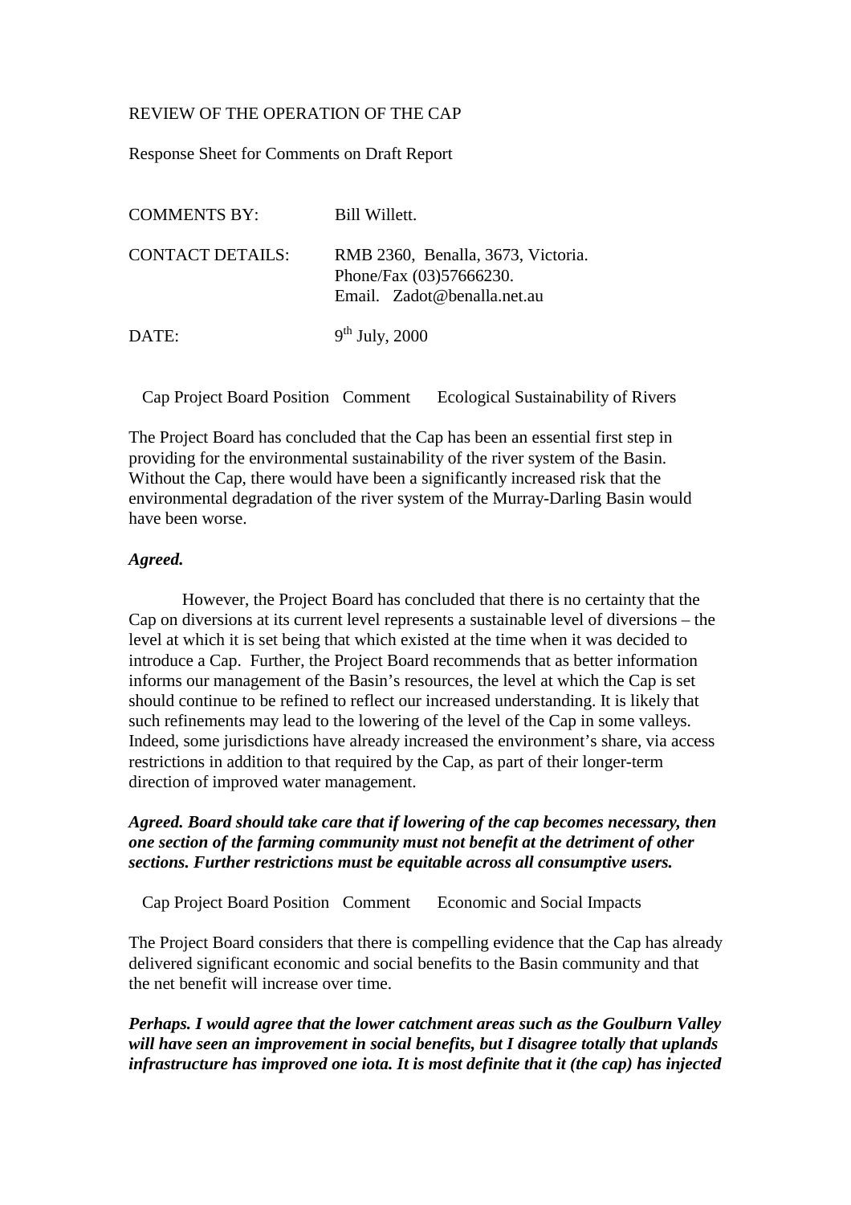REVIEW OF THE OPERATION OF THE CAP

Response Sheet for Comments on Draft Report

| | |
|---|---|
| COMMENTS BY: | Bill Willett. |
| CONTACT DETAILS: | RMB 2360, Benalla, 3673, Victoria.<br>Phone/Fax (03)57666230.<br>Email. Zadot@benalla.net.au |
| DATE: | 9th July, 2000 |

Cap Project Board Position Comment Ecological Sustainability of Rivers

The Project Board has concluded that the Cap has been an essential first step in providing for the environmental sustainability of the river system of the Basin. Without the Cap, there would have been a significantly increased risk that the environmental degradation of the river system of the Murray-Darling Basin would have been worse.

***Agreed.***

However, the Project Board has concluded that there is no certainty that the Cap on diversions at its current level represents a sustainable level of diversions – the level at which it is set being that which existed at the time when it was decided to introduce a Cap. Further, the Project Board recommends that as better information informs our management of the Basin's resources, the level at which the Cap is set should continue to be refined to reflect our increased understanding. It is likely that such refinements may lead to the lowering of the level of the Cap in some valleys. Indeed, some jurisdictions have already increased the environment's share, via access restrictions in addition to that required by the Cap, as part of their longer-term direction of improved water management.

***Agreed. Board should take care that if lowering of the cap becomes necessary, then one section of the farming community must not benefit at the detriment of other sections. Further restrictions must be equitable across all consumptive users.***

Cap Project Board Position Comment Economic and Social Impacts

The Project Board considers that there is compelling evidence that the Cap has already delivered significant economic and social benefits to the Basin community and that the net benefit will increase over time.

***Perhaps. I would agree that the lower catchment areas such as the Goulburn Valley will have seen an improvement in social benefits, but I disagree totally that uplands infrastructure has improved one iota. It is most definite that it (the cap) has injected***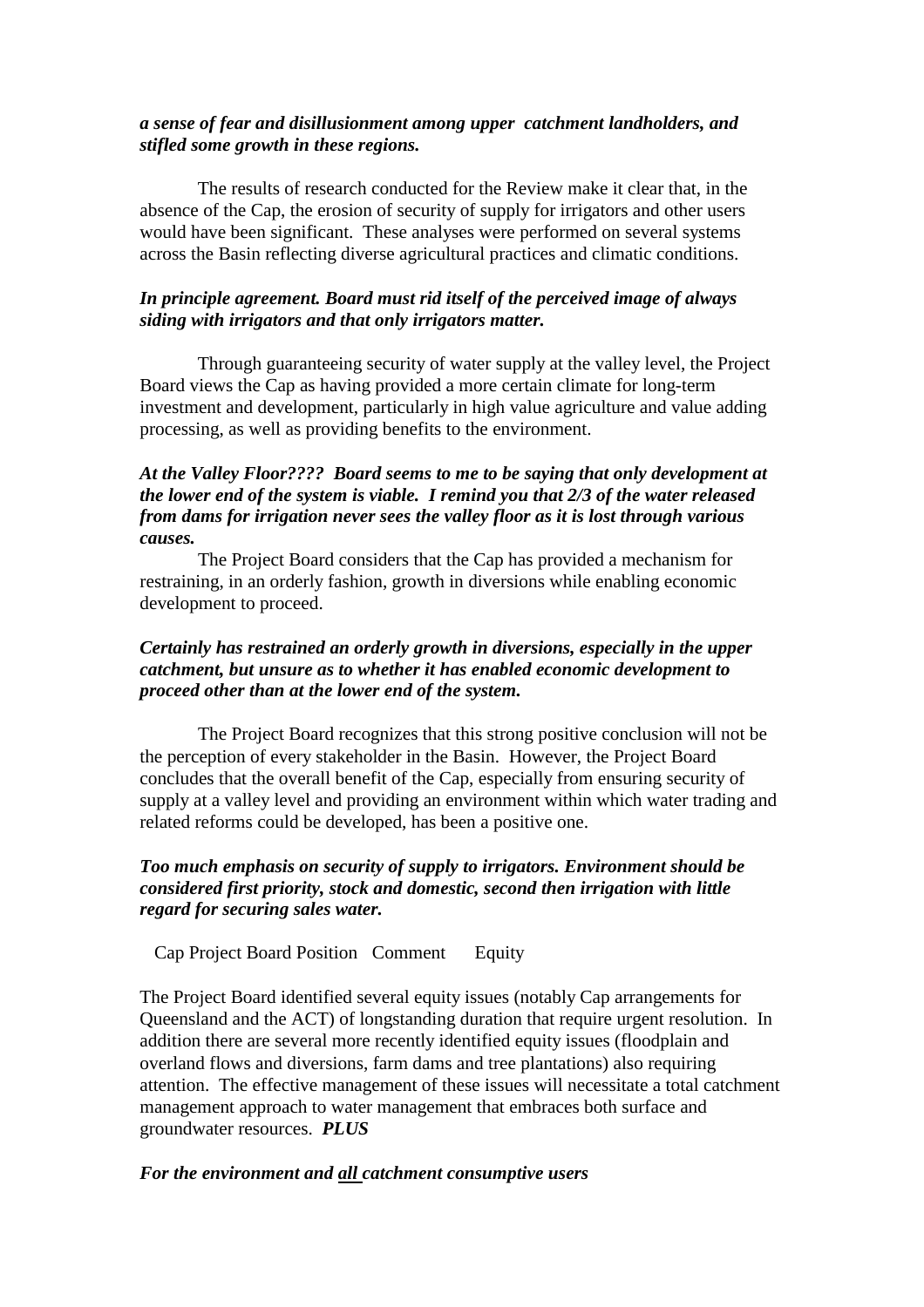***a sense of fear and disillusionment among upper catchment landholders, and stifled some growth in these regions.***

The results of research conducted for the Review make it clear that, in the absence of the Cap, the erosion of security of supply for irrigators and other users would have been significant. These analyses were performed on several systems across the Basin reflecting diverse agricultural practices and climatic conditions.

***In principle agreement. Board must rid itself of the perceived image of always siding with irrigators and that only irrigators matter.***

Through guaranteeing security of water supply at the valley level, the Project Board views the Cap as having provided a more certain climate for long-term investment and development, particularly in high value agriculture and value adding processing, as well as providing benefits to the environment.

***At the Valley Floor???? Board seems to me to be saying that only development at the lower end of the system is viable. I remind you that 2/3 of the water released from dams for irrigation never sees the valley floor as it is lost through various causes.***

The Project Board considers that the Cap has provided a mechanism for restraining, in an orderly fashion, growth in diversions while enabling economic development to proceed.

***Certainly has restrained an orderly growth in diversions, especially in the upper catchment, but unsure as to whether it has enabled economic development to proceed other than at the lower end of the system.***

The Project Board recognizes that this strong positive conclusion will not be the perception of every stakeholder in the Basin. However, the Project Board concludes that the overall benefit of the Cap, especially from ensuring security of supply at a valley level and providing an environment within which water trading and related reforms could be developed, has been a positive one.

***Too much emphasis on security of supply to irrigators. Environment should be considered first priority, stock and domestic, second then irrigation with little regard for securing sales water.***

Cap Project Board Position   Comment   Equity

The Project Board identified several equity issues (notably Cap arrangements for Queensland and the ACT) of longstanding duration that require urgent resolution. In addition there are several more recently identified equity issues (floodplain and overland flows and diversions, farm dams and tree plantations) also requiring attention. The effective management of these issues will necessitate a total catchment management approach to water management that embraces both surface and groundwater resources. ***PLUS***

***For the environment and <u>all</u> catchment consumptive users***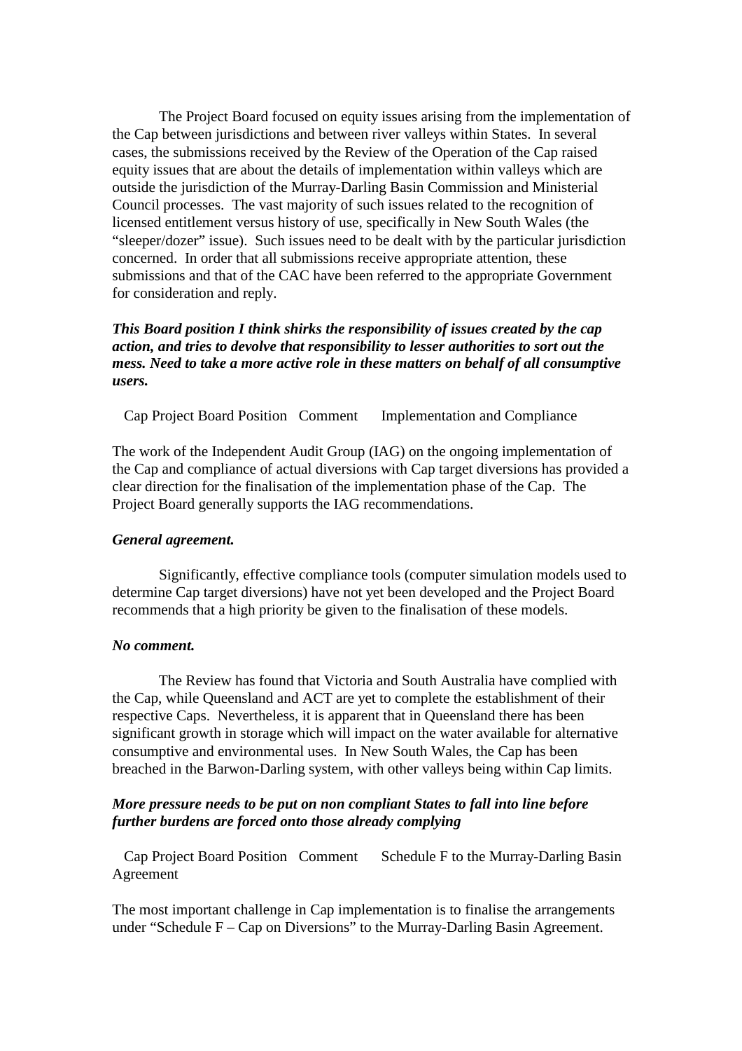The Project Board focused on equity issues arising from the implementation of the Cap between jurisdictions and between river valleys within States. In several cases, the submissions received by the Review of the Operation of the Cap raised equity issues that are about the details of implementation within valleys which are outside the jurisdiction of the Murray-Darling Basin Commission and Ministerial Council processes. The vast majority of such issues related to the recognition of licensed entitlement versus history of use, specifically in New South Wales (the "sleeper/dozer" issue). Such issues need to be dealt with by the particular jurisdiction concerned. In order that all submissions receive appropriate attention, these submissions and that of the CAC have been referred to the appropriate Government for consideration and reply.

***This Board position I think shirks the responsibility of issues created by the cap action, and tries to devolve that responsibility to lesser authorities to sort out the mess. Need to take a more active role in these matters on behalf of all consumptive users.***

Cap Project Board Position Comment Implementation and Compliance

The work of the Independent Audit Group (IAG) on the ongoing implementation of the Cap and compliance of actual diversions with Cap target diversions has provided a clear direction for the finalisation of the implementation phase of the Cap. The Project Board generally supports the IAG recommendations.

***General agreement.***

Significantly, effective compliance tools (computer simulation models used to determine Cap target diversions) have not yet been developed and the Project Board recommends that a high priority be given to the finalisation of these models.

***No comment.***

The Review has found that Victoria and South Australia have complied with the Cap, while Queensland and ACT are yet to complete the establishment of their respective Caps. Nevertheless, it is apparent that in Queensland there has been significant growth in storage which will impact on the water available for alternative consumptive and environmental uses. In New South Wales, the Cap has been breached in the Barwon-Darling system, with other valleys being within Cap limits.

***More pressure needs to be put on non compliant States to fall into line before further burdens are forced onto those already complying***

Cap Project Board Position Comment Schedule F to the Murray-Darling Basin Agreement

The most important challenge in Cap implementation is to finalise the arrangements under "Schedule F – Cap on Diversions" to the Murray-Darling Basin Agreement.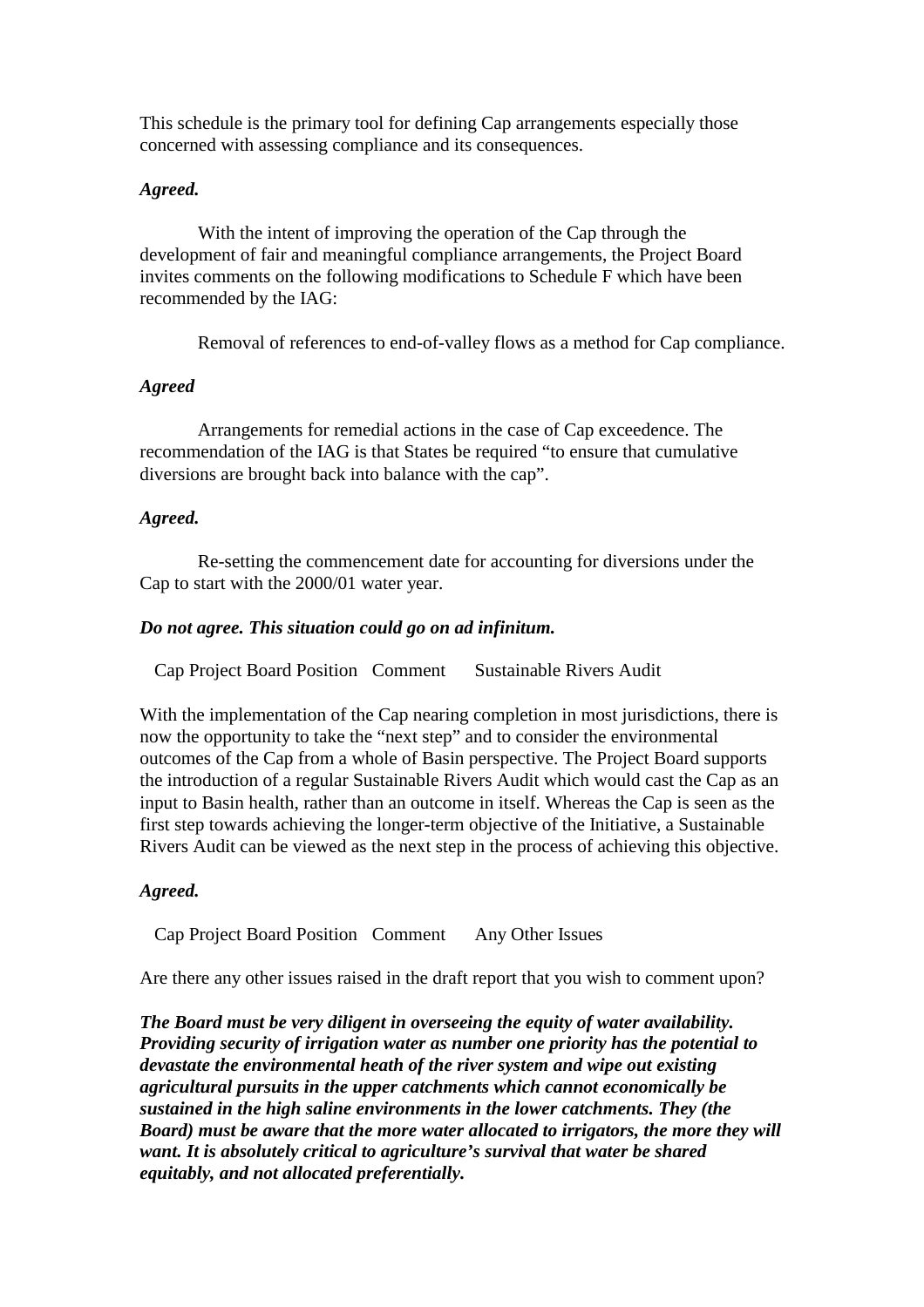This schedule is the primary tool for defining Cap arrangements especially those concerned with assessing compliance and its consequences.

***Agreed.***

With the intent of improving the operation of the Cap through the development of fair and meaningful compliance arrangements, the Project Board invites comments on the following modifications to Schedule F which have been recommended by the IAG:

Removal of references to end-of-valley flows as a method for Cap compliance.

***Agreed***

Arrangements for remedial actions in the case of Cap exceedence. The recommendation of the IAG is that States be required "to ensure that cumulative diversions are brought back into balance with the cap".

***Agreed.***

Re-setting the commencement date for accounting for diversions under the Cap to start with the 2000/01 water year.

***Do not agree. This situation could go on ad infinitum.***

Cap Project Board Position   Comment   Sustainable Rivers Audit

With the implementation of the Cap nearing completion in most jurisdictions, there is now the opportunity to take the "next step" and to consider the environmental outcomes of the Cap from a whole of Basin perspective. The Project Board supports the introduction of a regular Sustainable Rivers Audit which would cast the Cap as an input to Basin health, rather than an outcome in itself. Whereas the Cap is seen as the first step towards achieving the longer-term objective of the Initiative, a Sustainable Rivers Audit can be viewed as the next step in the process of achieving this objective.

***Agreed.***

Cap Project Board Position   Comment   Any Other Issues

Are there any other issues raised in the draft report that you wish to comment upon?

***The Board must be very diligent in overseeing the equity of water availability. Providing security of irrigation water as number one priority has the potential to devastate the environmental heath of the river system and wipe out existing agricultural pursuits in the upper catchments which cannot economically be sustained in the high saline environments in the lower catchments. They (the Board) must be aware that the more water allocated to irrigators, the more they will want. It is absolutely critical to agriculture's survival that water be shared equitably, and not allocated preferentially.***